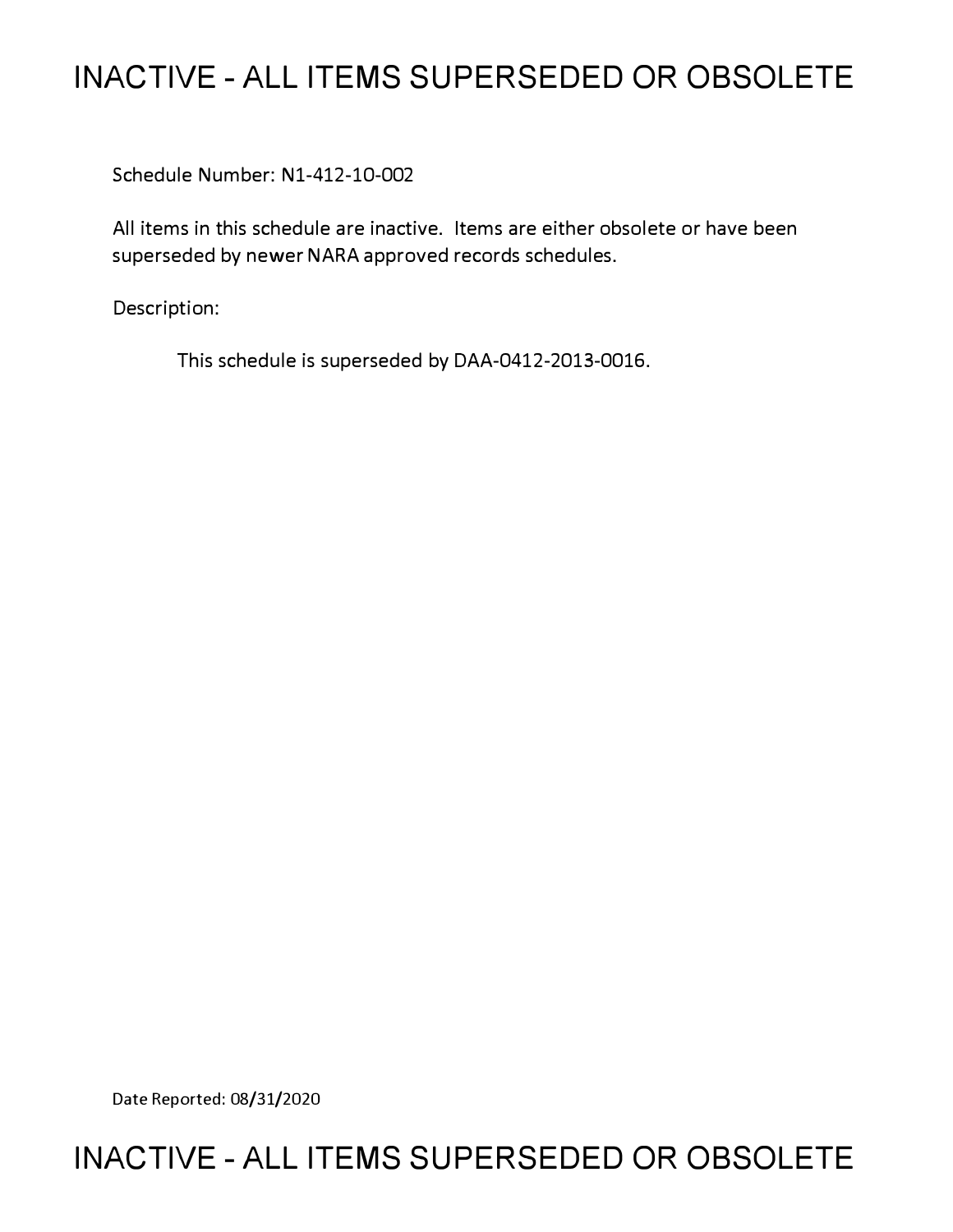# INACTIVE - ALL ITEMS SUPERSEDED OR OBSOLETE

Schedule Number: N1-412-10-002

All items in this schedule are inactive. Items are either obsolete or have been superseded by newer NARA approved records schedules.

Description:

This schedule is superseded by DAA-0412-2013-0016.

Date Reported: 08/31/2020

# INACTIVE - ALL ITEMS SUPERSEDED OR OBSOLETE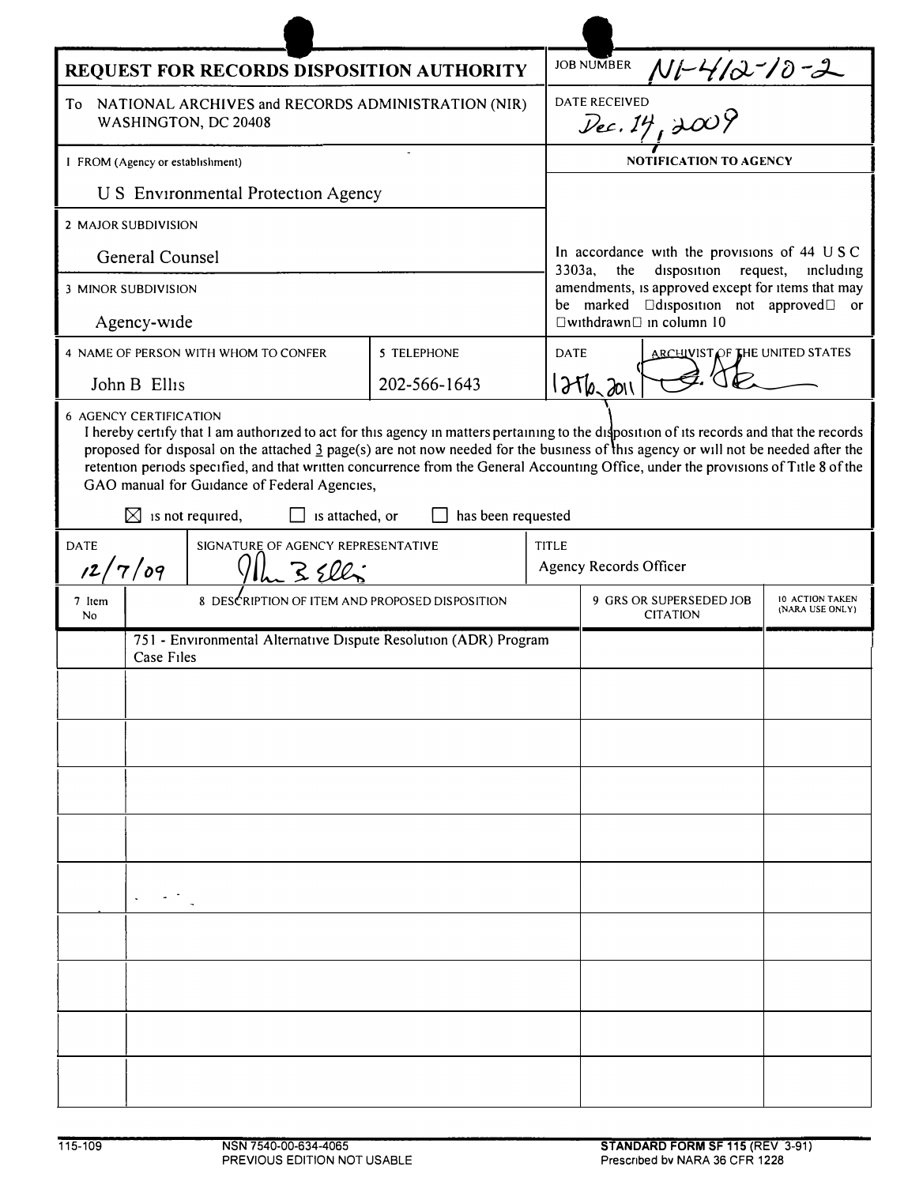# REQUEST FOR RECORDS DISPOSITION AUTHORITY

**JOB NUMBER** N1-412-10-2

**To** NATIONAL ARCHIVES and RECORDS ADMINISTRATION (NIR)
WASHINGTON, DC 20408

**DATE RECEIVED** Dec. 14, 2009

**1 FROM (Agency or establishment)**
U S Environmental Protection Agency

**2 MAJOR SUBDIVISION**
General Counsel

**3 MINOR SUBDIVISION**
Agency-wide

**NOTIFICATION TO AGENCY**

In accordance with the provisions of 44 U S C 3303a, the disposition request, including amendments, is approved except for items that may be marked "disposition not approved" or "withdrawn" in column 10

| 4 NAME OF PERSON WITH WHOM TO CONFER | 5 TELEPHONE | DATE | ARCHIVIST OF THE UNITED STATES |
|---|---|---|---|
| John B Ellis | 202-566-1643 | 12-16-2011 | [signature] |

**6 AGENCY CERTIFICATION**

I hereby certify that I am authorized to act for this agency in matters pertaining to the disposition of its records and that the records proposed for disposal on the attached 3 page(s) are not now needed for the business of this agency or will not be needed after the retention periods specified, and that written concurrence from the General Accounting Office, under the provisions of Title 8 of the GAO manual for Guidance of Federal Agencies,

☒ is not required, ☐ is attached, or ☐ has been requested

| DATE | SIGNATURE OF AGENCY REPRESENTATIVE | TITLE |
|---|---|---|
| 12/7/09 | John B Ellis | Agency Records Officer |

| 7 Item No | 8 DESCRIPTION OF ITEM AND PROPOSED DISPOSITION | 9 GRS OR SUPERSEDED JOB CITATION | 10 ACTION TAKEN (NARA USE ONLY) |
|---|---|---|---|
| | 751 - Environmental Alternative Dispute Resolution (ADR) Program Case Files | | |

115-109 NSN 7540-00-634-4065 PREVIOUS EDITION NOT USABLE

**STANDARD FORM SF 115** (REV 3-91) Prescribed by NARA 36 CFR 1228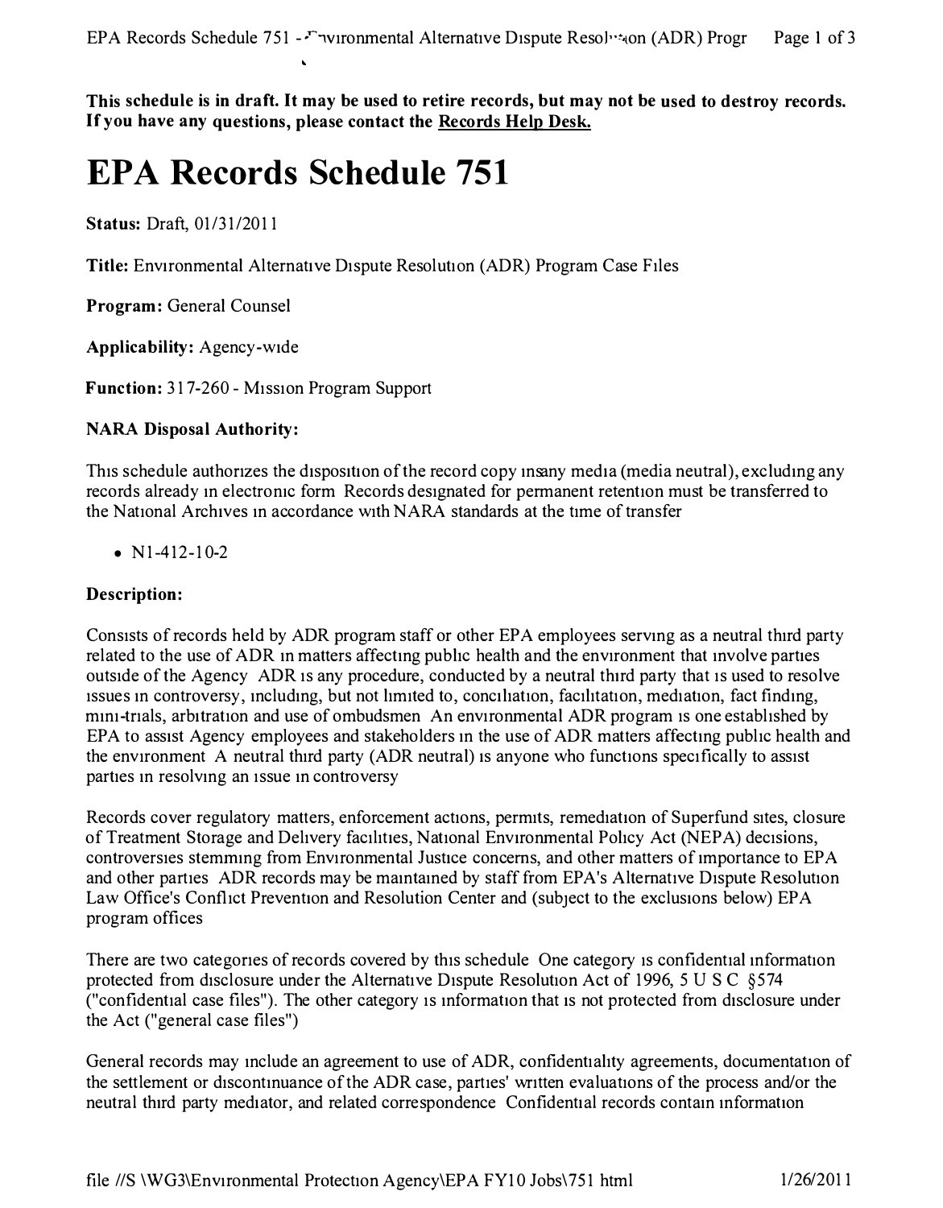**This schedule is in draft. It may be used to retire records, but may not be used to destroy records. If you have any questions, please contact the Records Help Desk.**

# EPA Records Schedule 751

**Status:** Draft, 01/31/2011

**Title:** Environmental Alternative Dispute Resolution (ADR) Program Case Files

**Program:** General Counsel

**Applicability:** Agency-wide

**Function:** 317-260 - Mission Program Support

**NARA Disposal Authority:**

This schedule authorizes the disposition of the record copy insany media (media neutral), excluding any records already in electronic form Records designated for permanent retention must be transferred to the National Archives in accordance with NARA standards at the time of transfer

- N1-412-10-2

**Description:**

Consists of records held by ADR program staff or other EPA employees serving as a neutral third party related to the use of ADR in matters affecting public health and the environment that involve parties outside of the Agency ADR is any procedure, conducted by a neutral third party that is used to resolve issues in controversy, including, but not limited to, conciliation, facilitation, mediation, fact finding, mini-trials, arbitration and use of ombudsmen An environmental ADR program is one established by EPA to assist Agency employees and stakeholders in the use of ADR matters affecting public health and the environment A neutral third party (ADR neutral) is anyone who functions specifically to assist parties in resolving an issue in controversy

Records cover regulatory matters, enforcement actions, permits, remediation of Superfund sites, closure of Treatment Storage and Delivery facilities, National Environmental Policy Act (NEPA) decisions, controversies stemming from Environmental Justice concerns, and other matters of importance to EPA and other parties ADR records may be maintained by staff from EPA's Alternative Dispute Resolution Law Office's Conflict Prevention and Resolution Center and (subject to the exclusions below) EPA program offices

There are two categories of records covered by this schedule One category is confidential information protected from disclosure under the Alternative Dispute Resolution Act of 1996, 5 U S C §574 ("confidential case files"). The other category is information that is not protected from disclosure under the Act ("general case files")

General records may include an agreement to use of ADR, confidentiality agreements, documentation of the settlement or discontinuance of the ADR case, parties' written evaluations of the process and/or the neutral third party mediator, and related correspondence Confidential records contain information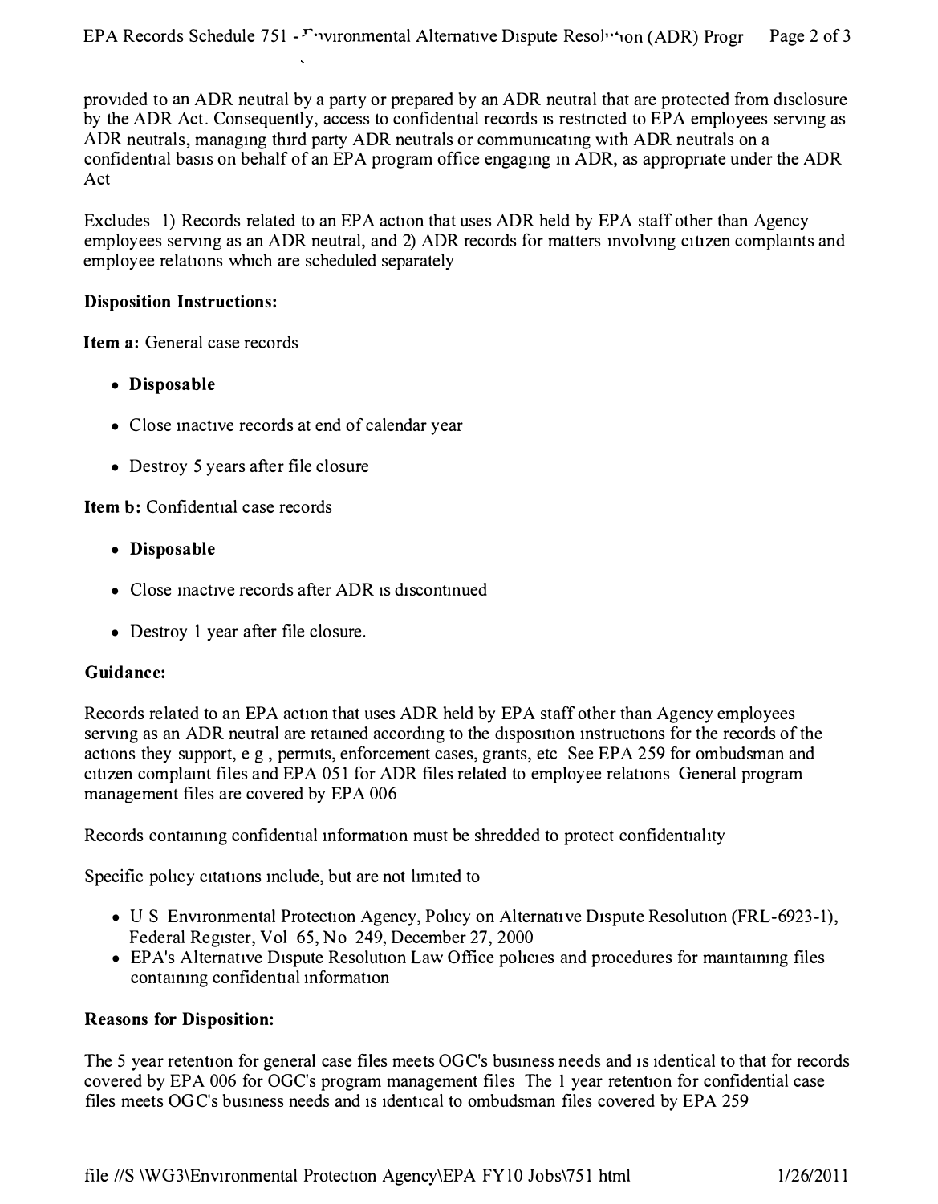provided to an ADR neutral by a party or prepared by an ADR neutral that are protected from disclosure by the ADR Act. Consequently, access to confidential records is restricted to EPA employees serving as ADR neutrals, managing third party ADR neutrals or communicating with ADR neutrals on a confidential basis on behalf of an EPA program office engaging in ADR, as appropriate under the ADR Act

Excludes 1) Records related to an EPA action that uses ADR held by EPA staff other than Agency employees serving as an ADR neutral, and 2) ADR records for matters involving citizen complaints and employee relations which are scheduled separately

**Disposition Instructions:**

**Item a:** General case records

- **Disposable**
- Close inactive records at end of calendar year
- Destroy 5 years after file closure

**Item b:** Confidential case records

- **Disposable**
- Close inactive records after ADR is discontinued
- Destroy 1 year after file closure.

**Guidance:**

Records related to an EPA action that uses ADR held by EPA staff other than Agency employees serving as an ADR neutral are retained according to the disposition instructions for the records of the actions they support, e g , permits, enforcement cases, grants, etc See EPA 259 for ombudsman and citizen complaint files and EPA 051 for ADR files related to employee relations General program management files are covered by EPA 006

Records containing confidential information must be shredded to protect confidentiality

Specific policy citations include, but are not limited to

- U S Environmental Protection Agency, Policy on Alternative Dispute Resolution (FRL-6923-1), Federal Register, Vol 65, No 249, December 27, 2000
- EPA's Alternative Dispute Resolution Law Office policies and procedures for maintaining files containing confidential information

**Reasons for Disposition:**

The 5 year retention for general case files meets OGC's business needs and is identical to that for records covered by EPA 006 for OGC's program management files The 1 year retention for confidential case files meets OGC's business needs and is identical to ombudsman files covered by EPA 259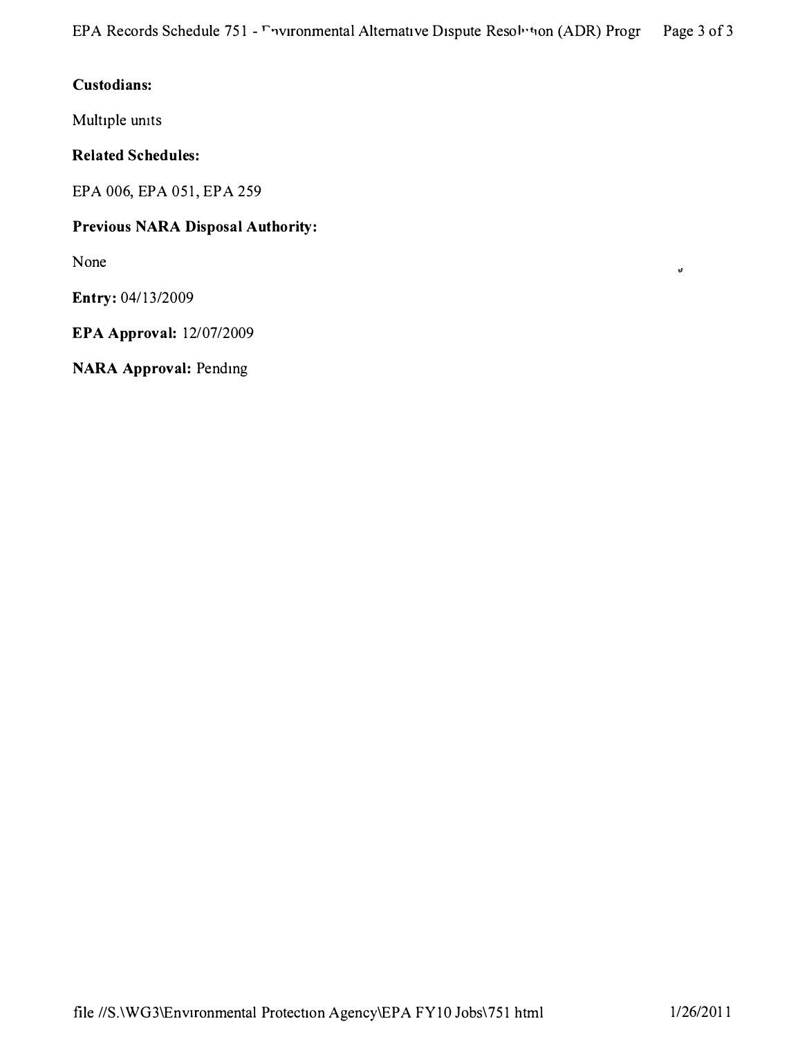**Custodians:**

Multiple units

**Related Schedules:**

EPA 006, EPA 051, EPA 259

**Previous NARA Disposal Authority:**

None

**Entry:** 04/13/2009

**EPA Approval:** 12/07/2009

**NARA Approval:** Pending